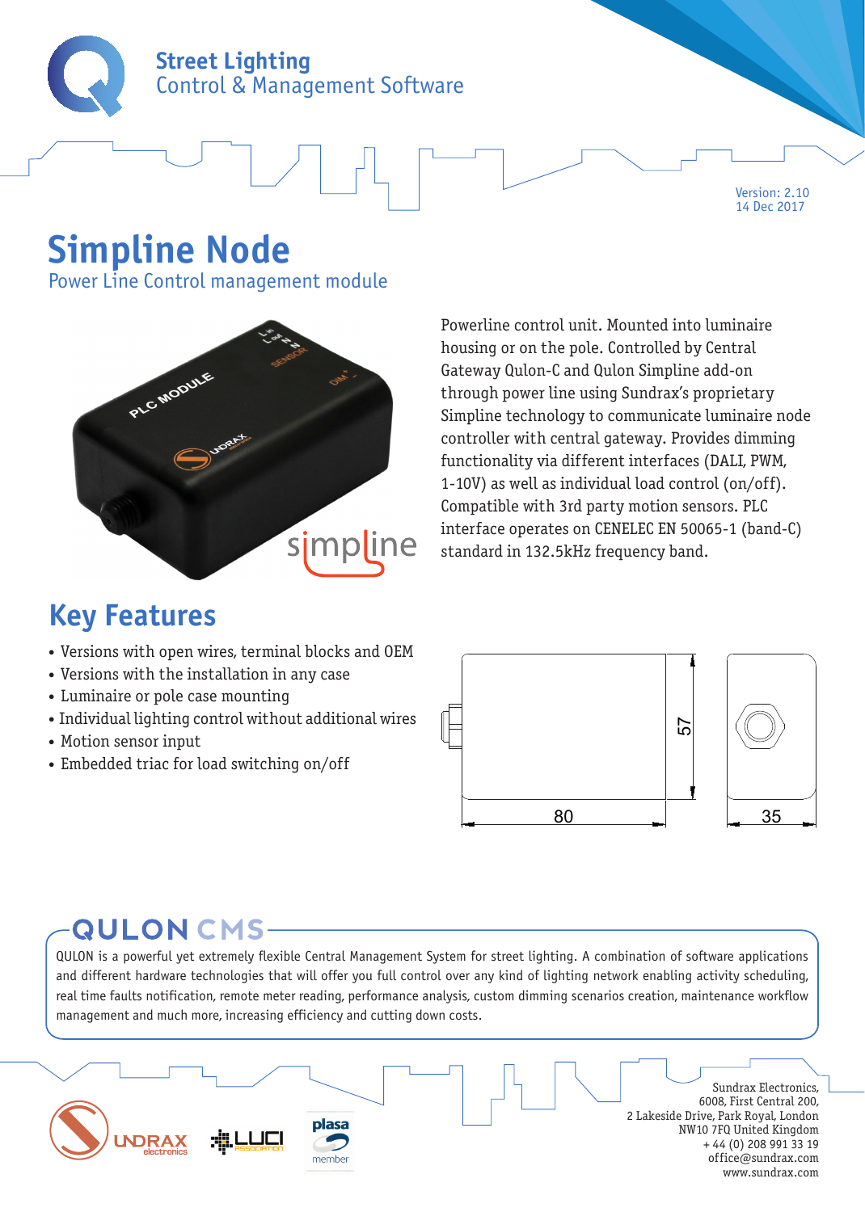**Street Lighting**
Control & Management Software

Version: 2.10
14 Dec 2017

# Simpline Node

Power Line Control management module

Powerline control unit. Mounted into luminaire housing or on the pole. Controlled by Central Gateway Qulon-C and Qulon Simpline add-on through power line using Sundrax's proprietary Simpline technology to communicate luminaire node controller with central gateway. Provides dimming functionality via different interfaces (DALI, PWM, 1-10V) as well as individual load control (on/off). Compatible with 3rd party motion sensors. PLC interface operates on CENELEC EN 50065-1 (band-C) standard in 132.5kHz frequency band.

## Key Features

- Versions with open wires, terminal blocks and OEM
- Versions with the installation in any case
- Luminaire or pole case mounting
- Individual lighting control without additional wires
- Motion sensor input
- Embedded triac for load switching on/off

80 57 35

## QULON CMS

QULON is a powerful yet extremely flexible Central Management System for street lighting. A combination of software applications and different hardware technologies that will offer you full control over any kind of lighting network enabling activity scheduling, real time faults notification, remote meter reading, performance analysis, custom dimming scenarios creation, maintenance workflow management and much more, increasing efficiency and cutting down costs.

Sundrax Electronics,
6008, First Central 200,
2 Lakeside Drive, Park Royal, London
NW10 7FQ United Kingdom
+ 44 (0) 208 991 33 19
office@sundrax.com
www.sundrax.com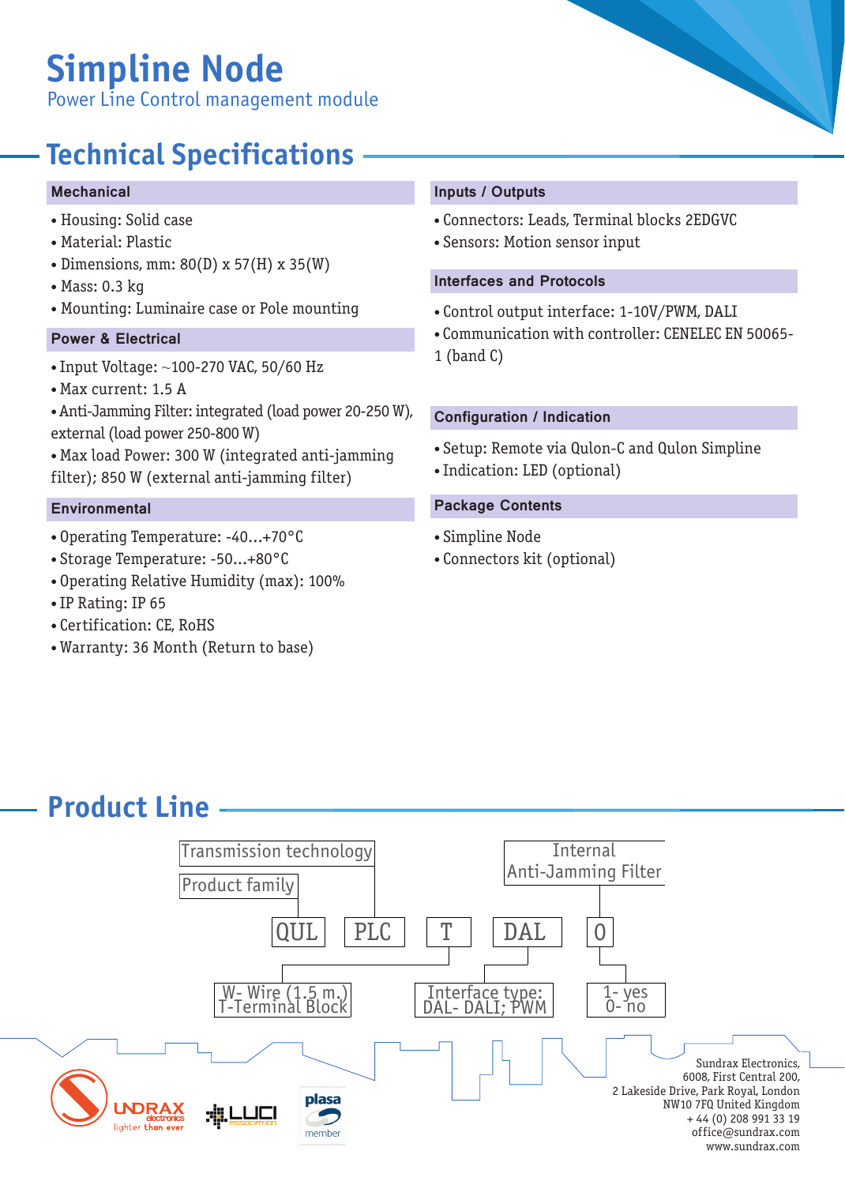# Simpline Node

Power Line Control management module

## Technical Specifications

### Mechanical

- Housing: Solid case
- Material: Plastic
- Dimensions, mm: 80(D) x 57(H) x 35(W)
- Mass: 0.3 kg
- Mounting: Luminaire case or Pole mounting

### Power & Electrical

- Input Voltage: ~100-270 VAC, 50/60 Hz
- Max current: 1.5 A
- Anti-Jamming Filter: integrated (load power 20-250 W), external (load power 250-800 W)
- Max load Power: 300 W (integrated anti-jamming filter); 850 W (external anti-jamming filter)

### Environmental

- Operating Temperature: -40…+70°C
- Storage Temperature: -50…+80°C
- Operating Relative Humidity (max): 100%
- IP Rating: IP 65
- Certification: CE, RoHS
- Warranty: 36 Month (Return to base)

### Inputs / Outputs

- Connectors: Leads, Terminal blocks 2EDGVC
- Sensors: Motion sensor input

### Interfaces and Protocols

- Control output interface: 1-10V/PWM, DALI
- Communication with controller: CENELEC EN 50065-1 (band C)

### Configuration / Indication

- Setup: Remote via Qulon-C and Qulon Simpline
- Indication: LED (optional)

### Package Contents

- Simpline Node
- Connectors kit (optional)

## Product Line

QUL PLC T DAL 0

- QUL – Product family
- PLC – Transmission technology
- T – W- Wire (1.5 m.); T-Terminal Block
- DAL – Interface type: DAL- DALI; PWM
- 0 – Internal Anti-Jamming Filter: 1- yes; 0- no

Sundrax Electronics,
6008, First Central 200,
2 Lakeside Drive, Park Royal, London
NW10 7FQ United Kingdom
+ 44 (0) 208 991 33 19
office@sundrax.com
www.sundrax.com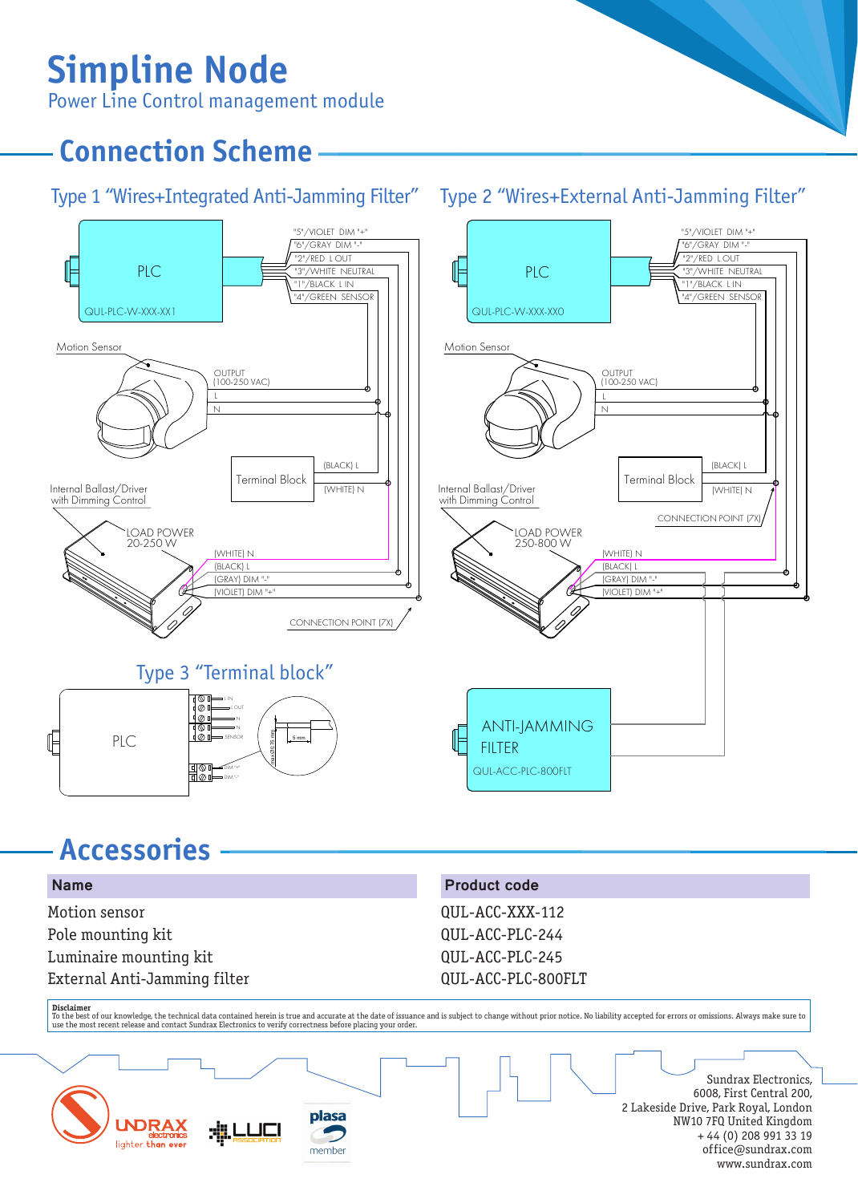# Simpline Node

Power Line Control management module

## Connection Scheme

### Type 1 “Wires+Integrated Anti-Jamming Filter”

PLC

QUL-PLC-W-XXX-XX1

"5"/VIOLET DIM "+"
"6"/GRAY DIM "-"
"2"/RED L OUT
"3"/WHITE NEUTRAL
"1"/BLACK L IN
"4"/GREEN SENSOR

Motion Sensor

OUTPUT (100-250 VAC)
L
N

Terminal Block
(BLACK) L
(WHITE) N

Internal Ballast/Driver with Dimming Control

LOAD POWER 20-250 W

(WHITE) N
(BLACK) L
(GRAY) DIM "-"
(VIOLET) DIM "+"

CONNECTION POINT (7X)

### Type 2 “Wires+External Anti-Jamming Filter”

PLC

QUL-PLC-W-XXX-XX0

"5"/VIOLET DIM "+"
"6"/GRAY DIM "-"
"2"/RED L OUT
"3"/WHITE NEUTRAL
"1"/BLACK L IN
"4"/GREEN SENSOR

Motion Sensor

OUTPUT (100-250 VAC)
L
N

Terminal Block
(BLACK) L
(WHITE) N

CONNECTION POINT (7X)

Internal Ballast/Driver with Dimming Control

LOAD POWER 250-800 W

(WHITE) N
(BLACK) L
(GRAY) DIM "-"
(VIOLET) DIM "+"

ANTI-JAMMING FILTER

QUL-ACC-PLC-800FLT

### Type 3 “Terminal block”

PLC

L IN
L OUT
N
N
SENSOR
DIM "+"
DIM "-"

max Ø1.75 mm
5 mm

## Accessories

| Name | Product code |
|---|---|
| Motion sensor | QUL-ACC-XXX-112 |
| Pole mounting kit | QUL-ACC-PLC-244 |
| Luminaire mounting kit | QUL-ACC-PLC-245 |
| External Anti-Jamming filter | QUL-ACC-PLC-800FLT |

**Disclaimer**
To the best of our knowledge, the technical data contained herein is true and accurate at the date of issuance and is subject to change without prior notice. No liability accepted for errors or omissions. Always make sure to use the most recent release and contact Sundrax Electronics to verify correctness before placing your order.

SUNDRAX electronics lighter than ever

LUCI ASSOCIATION

plasa member

Sundrax Electronics,
6008, First Central 200,
2 Lakeside Drive, Park Royal, London
NW10 7FQ United Kingdom
+ 44 (0) 208 991 33 19
office@sundrax.com
www.sundrax.com